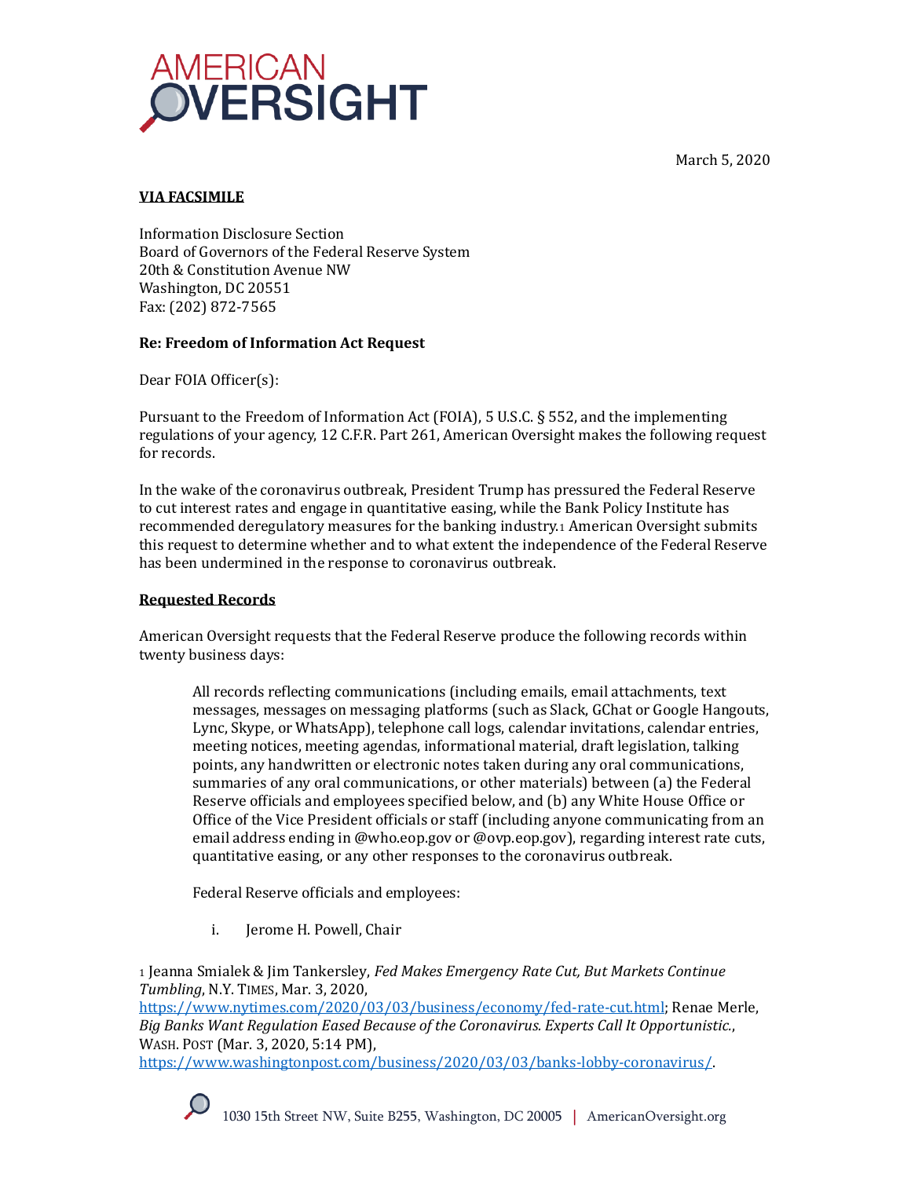AMERICAN OVERSIGHT

March 5, 2020

**VIA FACSIMILE**

Information Disclosure Section
Board of Governors of the Federal Reserve System
20th & Constitution Avenue NW
Washington, DC 20551
Fax: (202) 872-7565

**Re: Freedom of Information Act Request**

Dear FOIA Officer(s):

Pursuant to the Freedom of Information Act (FOIA), 5 U.S.C. § 552, and the implementing regulations of your agency, 12 C.F.R. Part 261, American Oversight makes the following request for records.

In the wake of the coronavirus outbreak, President Trump has pressured the Federal Reserve to cut interest rates and engage in quantitative easing, while the Bank Policy Institute has recommended deregulatory measures for the banking industry.[1] American Oversight submits this request to determine whether and to what extent the independence of the Federal Reserve has been undermined in the response to coronavirus outbreak.

**Requested Records**

American Oversight requests that the Federal Reserve produce the following records within twenty business days:

> All records reflecting communications (including emails, email attachments, text messages, messages on messaging platforms (such as Slack, GChat or Google Hangouts, Lync, Skype, or WhatsApp), telephone call logs, calendar invitations, calendar entries, meeting notices, meeting agendas, informational material, draft legislation, talking points, any handwritten or electronic notes taken during any oral communications, summaries of any oral communications, or other materials) between (a) the Federal Reserve officials and employees specified below, and (b) any White House Office or Office of the Vice President officials or staff (including anyone communicating from an email address ending in @who.eop.gov or @ovp.eop.gov), regarding interest rate cuts, quantitative easing, or any other responses to the coronavirus outbreak.
>
> Federal Reserve officials and employees:
>
> i. Jerome H. Powell, Chair

[1] Jeanna Smialek & Jim Tankersley, *Fed Makes Emergency Rate Cut, But Markets Continue Tumbling*, N.Y. TIMES, Mar. 3, 2020, https://www.nytimes.com/2020/03/03/business/economy/fed-rate-cut.html; Renae Merle, *Big Banks Want Regulation Eased Because of the Coronavirus. Experts Call It Opportunistic.*, WASH. POST (Mar. 3, 2020, 5:14 PM), https://www.washingtonpost.com/business/2020/03/03/banks-lobby-coronavirus/.

1030 15th Street NW, Suite B255, Washington, DC 20005 | AmericanOversight.org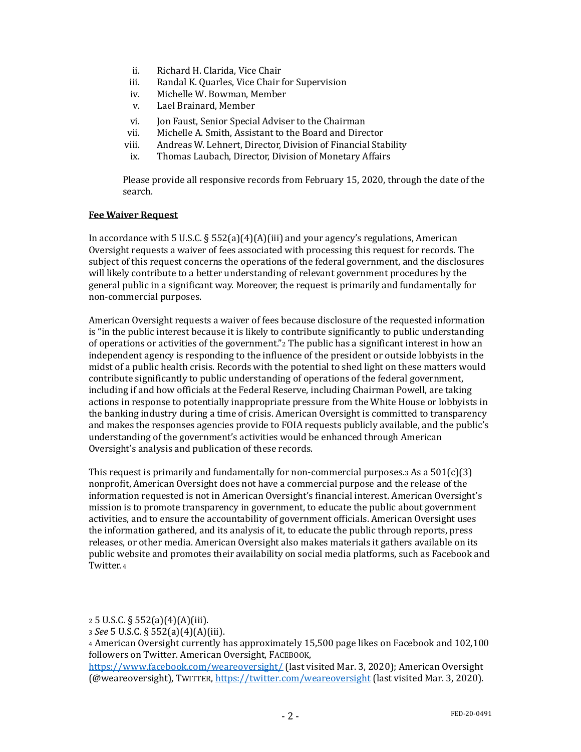ii. Richard H. Clarida, Vice Chair
iii. Randal K. Quarles, Vice Chair for Supervision
iv. Michelle W. Bowman, Member
v. Lael Brainard, Member
vi. Jon Faust, Senior Special Adviser to the Chairman
vii. Michelle A. Smith, Assistant to the Board and Director
viii. Andreas W. Lehnert, Director, Division of Financial Stability
ix. Thomas Laubach, Director, Division of Monetary Affairs

Please provide all responsive records from February 15, 2020, through the date of the search.

**Fee Waiver Request**

In accordance with 5 U.S.C. § 552(a)(4)(A)(iii) and your agency's regulations, American Oversight requests a waiver of fees associated with processing this request for records. The subject of this request concerns the operations of the federal government, and the disclosures will likely contribute to a better understanding of relevant government procedures by the general public in a significant way. Moreover, the request is primarily and fundamentally for non-commercial purposes.

American Oversight requests a waiver of fees because disclosure of the requested information is "in the public interest because it is likely to contribute significantly to public understanding of operations or activities of the government."[2] The public has a significant interest in how an independent agency is responding to the influence of the president or outside lobbyists in the midst of a public health crisis. Records with the potential to shed light on these matters would contribute significantly to public understanding of operations of the federal government, including if and how officials at the Federal Reserve, including Chairman Powell, are taking actions in response to potentially inappropriate pressure from the White House or lobbyists in the banking industry during a time of crisis. American Oversight is committed to transparency and makes the responses agencies provide to FOIA requests publicly available, and the public's understanding of the government's activities would be enhanced through American Oversight's analysis and publication of these records.

This request is primarily and fundamentally for non-commercial purposes.[3] As a 501(c)(3) nonprofit, American Oversight does not have a commercial purpose and the release of the information requested is not in American Oversight's financial interest. American Oversight's mission is to promote transparency in government, to educate the public about government activities, and to ensure the accountability of government officials. American Oversight uses the information gathered, and its analysis of it, to educate the public through reports, press releases, or other media. American Oversight also makes materials it gathers available on its public website and promotes their availability on social media platforms, such as Facebook and Twitter.[4]

[2] 5 U.S.C. § 552(a)(4)(A)(iii).
[3] *See* 5 U.S.C. § 552(a)(4)(A)(iii).
[4] American Oversight currently has approximately 15,500 page likes on Facebook and 102,100 followers on Twitter. American Oversight, FACEBOOK, https://www.facebook.com/weareoversight/ (last visited Mar. 3, 2020); American Oversight (@weareoversight), TWITTER, https://twitter.com/weareoversight (last visited Mar. 3, 2020).

FED-20-0491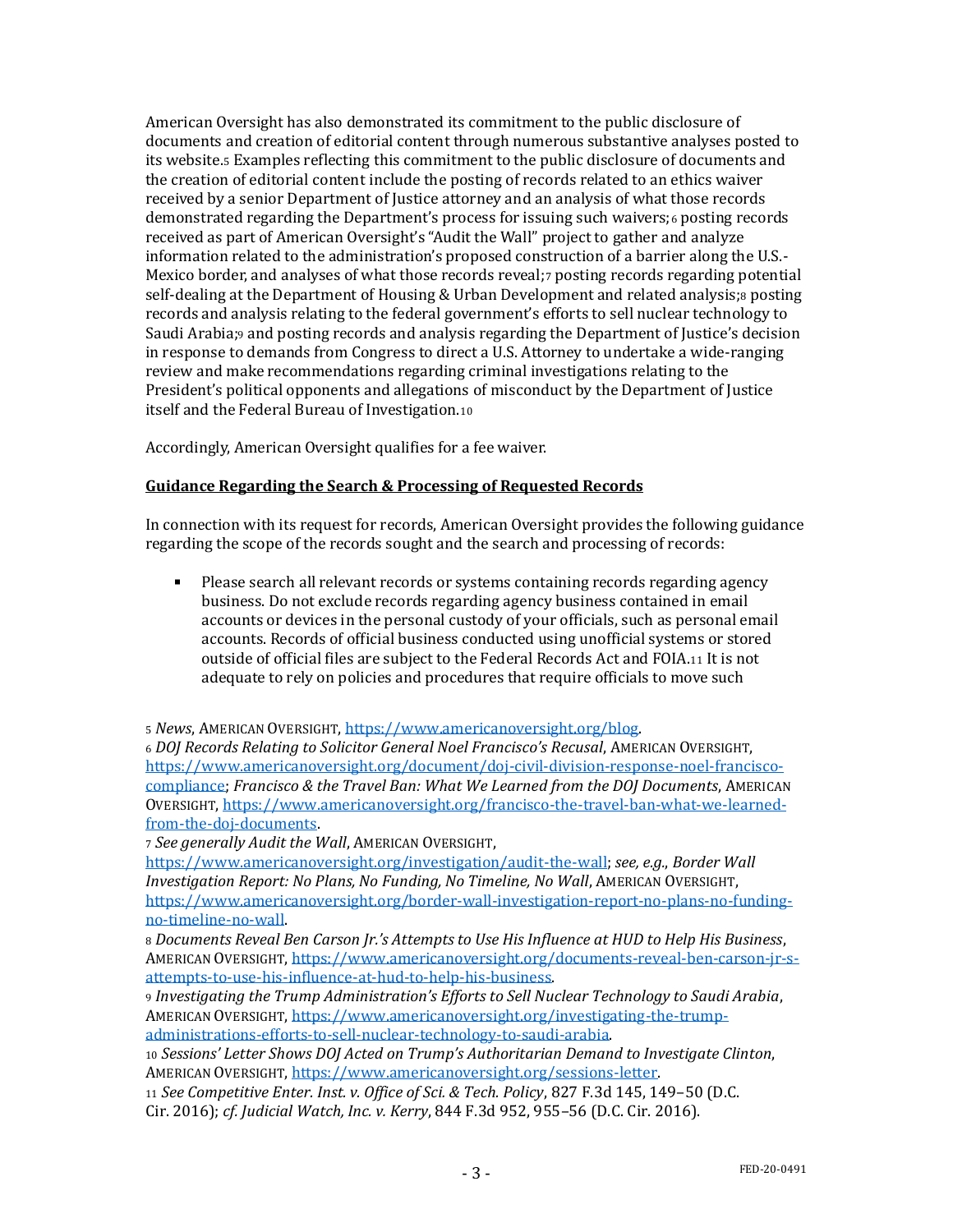American Oversight has also demonstrated its commitment to the public disclosure of documents and creation of editorial content through numerous substantive analyses posted to its website.[5] Examples reflecting this commitment to the public disclosure of documents and the creation of editorial content include the posting of records related to an ethics waiver received by a senior Department of Justice attorney and an analysis of what those records demonstrated regarding the Department's process for issuing such waivers;[6] posting records received as part of American Oversight's "Audit the Wall" project to gather and analyze information related to the administration's proposed construction of a barrier along the U.S.-Mexico border, and analyses of what those records reveal;[7] posting records regarding potential self-dealing at the Department of Housing & Urban Development and related analysis;[8] posting records and analysis relating to the federal government's efforts to sell nuclear technology to Saudi Arabia;[9] and posting records and analysis regarding the Department of Justice's decision in response to demands from Congress to direct a U.S. Attorney to undertake a wide-ranging review and make recommendations regarding criminal investigations relating to the President's political opponents and allegations of misconduct by the Department of Justice itself and the Federal Bureau of Investigation.[10]

Accordingly, American Oversight qualifies for a fee waiver.

**<u>Guidance Regarding the Search & Processing of Requested Records</u>**

In connection with its request for records, American Oversight provides the following guidance regarding the scope of the records sought and the search and processing of records:

- Please search all relevant records or systems containing records regarding agency business. Do not exclude records regarding agency business contained in email accounts or devices in the personal custody of your officials, such as personal email accounts. Records of official business conducted using unofficial systems or stored outside of official files are subject to the Federal Records Act and FOIA.[11] It is not adequate to rely on policies and procedures that require officials to move such

---

[5] *News*, AMERICAN OVERSIGHT, https://www.americanoversight.org/blog.

[6] *DOJ Records Relating to Solicitor General Noel Francisco's Recusal*, AMERICAN OVERSIGHT, https://www.americanoversight.org/document/doj-civil-division-response-noel-francisco-compliance; *Francisco & the Travel Ban: What We Learned from the DOJ Documents*, AMERICAN OVERSIGHT, https://www.americanoversight.org/francisco-the-travel-ban-what-we-learned-from-the-doj-documents.

[7] *See generally Audit the Wall*, AMERICAN OVERSIGHT, https://www.americanoversight.org/investigation/audit-the-wall; *see, e.g.*, *Border Wall Investigation Report: No Plans, No Funding, No Timeline, No Wall*, AMERICAN OVERSIGHT, https://www.americanoversight.org/border-wall-investigation-report-no-plans-no-funding-no-timeline-no-wall.

[8] *Documents Reveal Ben Carson Jr.'s Attempts to Use His Influence at HUD to Help His Business*, AMERICAN OVERSIGHT, https://www.americanoversight.org/documents-reveal-ben-carson-jr-s-attempts-to-use-his-influence-at-hud-to-help-his-business.

[9] *Investigating the Trump Administration's Efforts to Sell Nuclear Technology to Saudi Arabia*, AMERICAN OVERSIGHT, https://www.americanoversight.org/investigating-the-trump-administrations-efforts-to-sell-nuclear-technology-to-saudi-arabia.

[10] *Sessions' Letter Shows DOJ Acted on Trump's Authoritarian Demand to Investigate Clinton*, AMERICAN OVERSIGHT, https://www.americanoversight.org/sessions-letter.

[11] *See Competitive Enter. Inst. v. Office of Sci. & Tech. Policy*, 827 F.3d 145, 149–50 (D.C. Cir. 2016); *cf. Judicial Watch, Inc. v. Kerry*, 844 F.3d 952, 955–56 (D.C. Cir. 2016).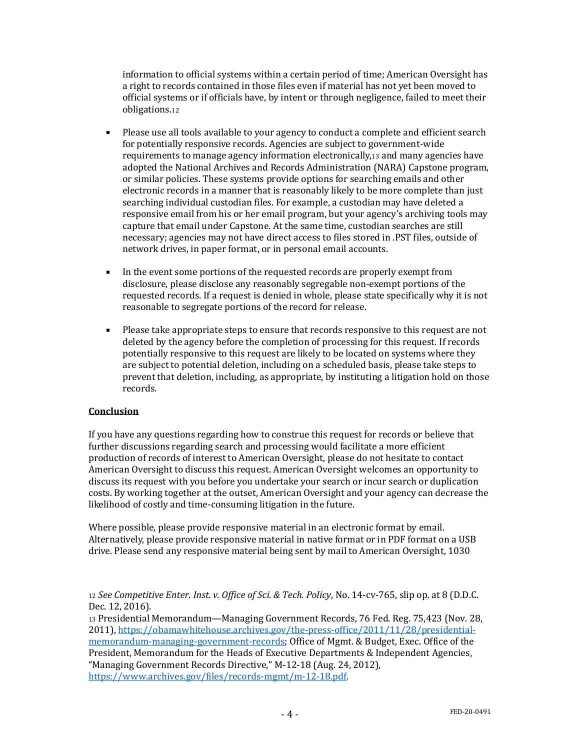information to official systems within a certain period of time; American Oversight has a right to records contained in those files even if material has not yet been moved to official systems or if officials have, by intent or through negligence, failed to meet their obligations.[12]

- Please use all tools available to your agency to conduct a complete and efficient search for potentially responsive records. Agencies are subject to government-wide requirements to manage agency information electronically,[13] and many agencies have adopted the National Archives and Records Administration (NARA) Capstone program, or similar policies. These systems provide options for searching emails and other electronic records in a manner that is reasonably likely to be more complete than just searching individual custodian files. For example, a custodian may have deleted a responsive email from his or her email program, but your agency's archiving tools may capture that email under Capstone. At the same time, custodian searches are still necessary; agencies may not have direct access to files stored in .PST files, outside of network drives, in paper format, or in personal email accounts.

- In the event some portions of the requested records are properly exempt from disclosure, please disclose any reasonably segregable non-exempt portions of the requested records. If a request is denied in whole, please state specifically why it is not reasonable to segregate portions of the record for release.

- Please take appropriate steps to ensure that records responsive to this request are not deleted by the agency before the completion of processing for this request. If records potentially responsive to this request are likely to be located on systems where they are subject to potential deletion, including on a scheduled basis, please take steps to prevent that deletion, including, as appropriate, by instituting a litigation hold on those records.

**Conclusion**

If you have any questions regarding how to construe this request for records or believe that further discussions regarding search and processing would facilitate a more efficient production of records of interest to American Oversight, please do not hesitate to contact American Oversight to discuss this request. American Oversight welcomes an opportunity to discuss its request with you before you undertake your search or incur search or duplication costs. By working together at the outset, American Oversight and your agency can decrease the likelihood of costly and time-consuming litigation in the future.

Where possible, please provide responsive material in an electronic format by email. Alternatively, please provide responsive material in native format or in PDF format on a USB drive. Please send any responsive material being sent by mail to American Oversight, 1030

[12] *See Competitive Enter. Inst. v. Office of Sci. & Tech. Policy*, No. 14-cv-765, slip op. at 8 (D.D.C. Dec. 12, 2016).

[13] Presidential Memorandum—Managing Government Records, 76 Fed. Reg. 75,423 (Nov. 28, 2011), https://obamawhitehouse.archives.gov/the-press-office/2011/11/28/presidential-memorandum-managing-government-records; Office of Mgmt. & Budget, Exec. Office of the President, Memorandum for the Heads of Executive Departments & Independent Agencies, "Managing Government Records Directive," M-12-18 (Aug. 24, 2012), https://www.archives.gov/files/records-mgmt/m-12-18.pdf.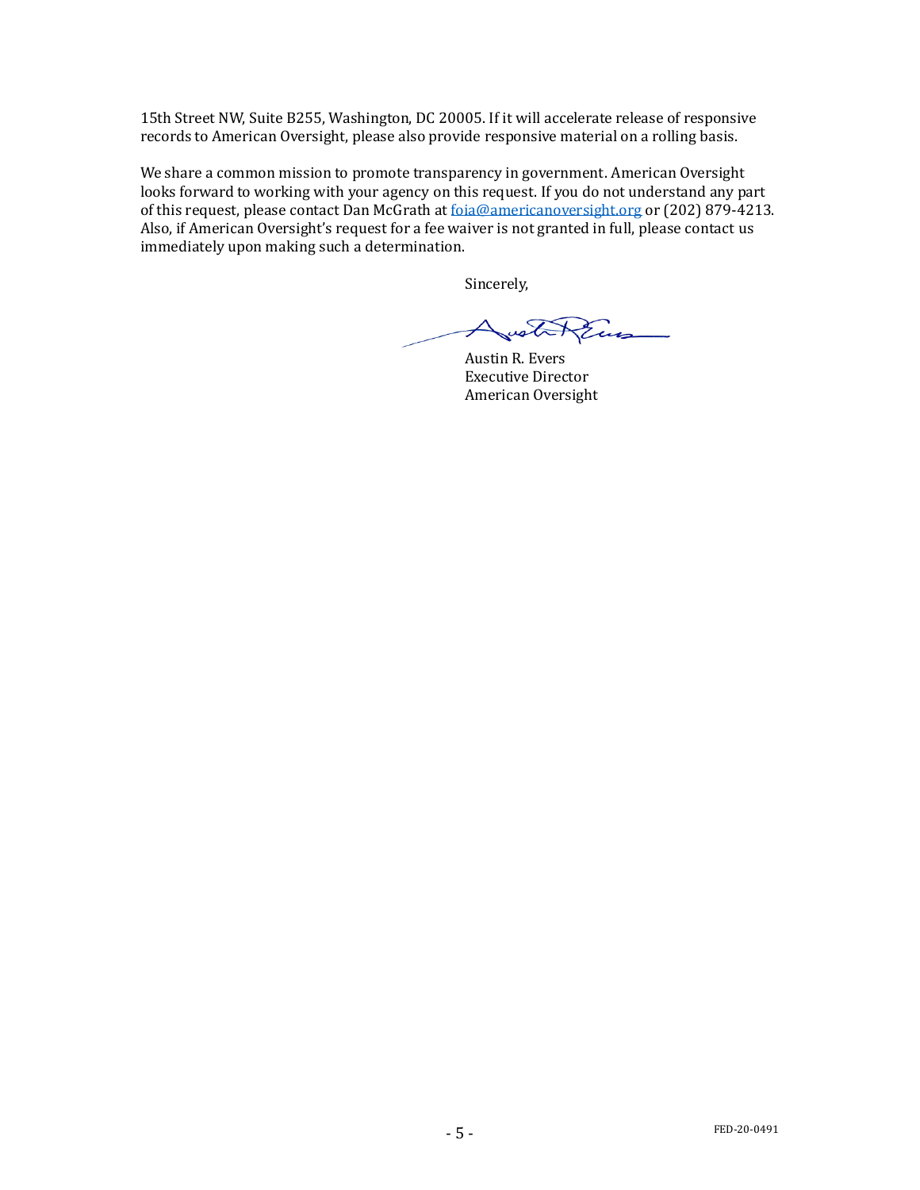15th Street NW, Suite B255, Washington, DC 20005. If it will accelerate release of responsive records to American Oversight, please also provide responsive material on a rolling basis.

We share a common mission to promote transparency in government. American Oversight looks forward to working with your agency on this request. If you do not understand any part of this request, please contact Dan McGrath at foia@americanoversight.org or (202) 879-4213. Also, if American Oversight's request for a fee waiver is not granted in full, please contact us immediately upon making such a determination.

Sincerely,

Austin R. Evers
Executive Director
American Oversight

FED-20-0491